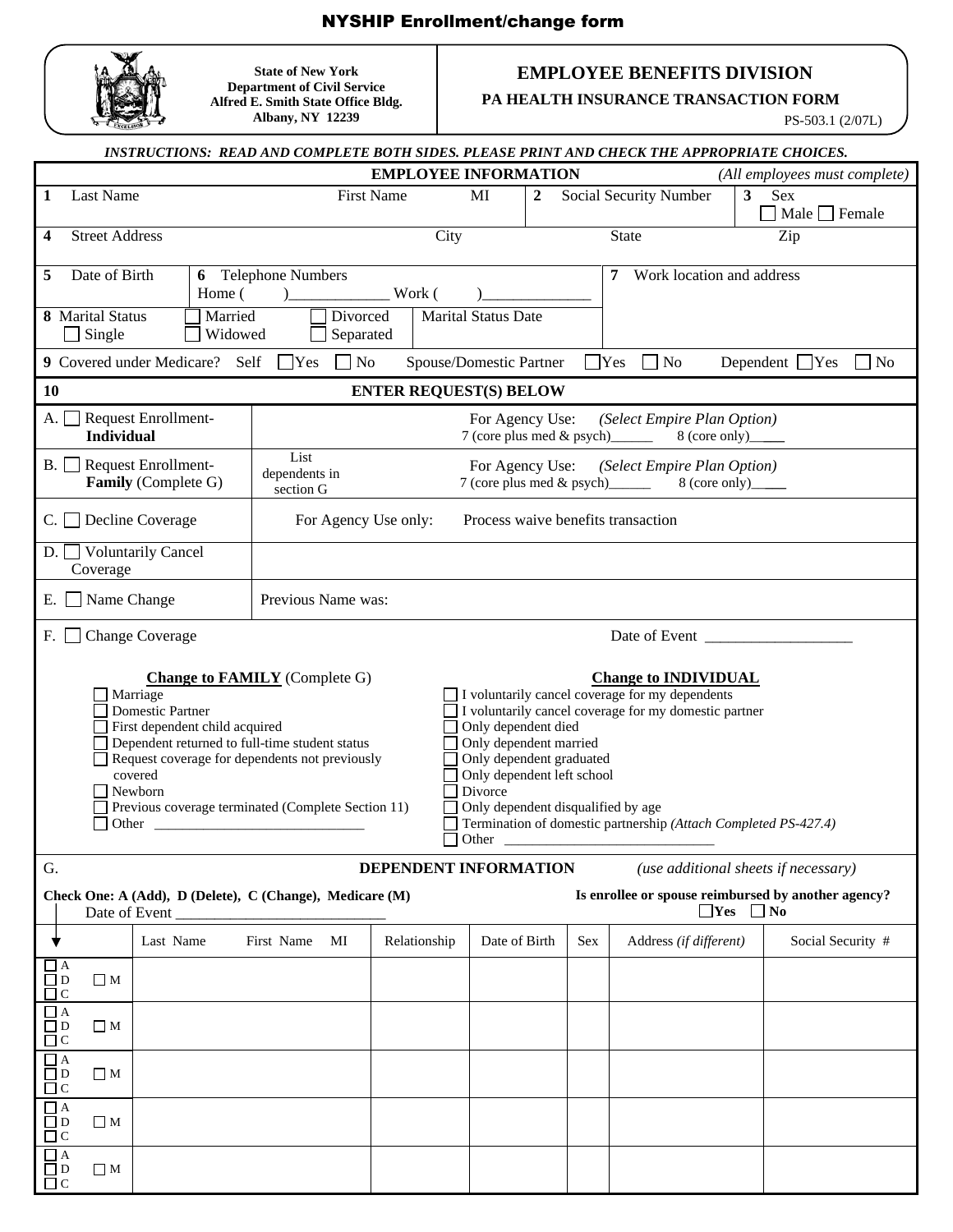# NYSHIP Enrollment/change form

**State of New York**
**Department of Civil Service**
**Alfred E. Smith State Office Bldg.**
**Albany, NY 12239**

## EMPLOYEE BENEFITS DIVISION

**PA HEALTH INSURANCE TRANSACTION FORM**

PS-503.1 (2/07L)

***INSTRUCTIONS: READ AND COMPLETE BOTH SIDES. PLEASE PRINT AND CHECK THE APPROPRIATE CHOICES.***

### EMPLOYEE INFORMATION *(All employees must complete)*

**1** Last Name First Name MI | **2** Social Security Number | **3** Sex ☐ Male ☐ Female

**4** Street Address City State Zip

**5** Date of Birth | **6** Telephone Numbers Home ( )____________ Work ( )______________ | **7** Work location and address

**8** Marital Status ☐ Single ☐ Married ☐ Widowed ☐ Divorced ☐ Separated Marital Status Date

**9** Covered under Medicare? Self ☐Yes ☐ No Spouse/Domestic Partner ☐Yes ☐ No Dependent ☐Yes ☐ No

### 10 ENTER REQUEST(S) BELOW

| | |
|---|---|
| A. ☐ Request Enrollment- **Individual** | For Agency Use: *(Select Empire Plan Option)* 7 (core plus med & psych)______ 8 (core only)___ |
| B. ☐ Request Enrollment- **Family** (Complete G) | List dependents in section G — For Agency Use: *(Select Empire Plan Option)* 7 (core plus med & psych)______ 8 (core only)___ |
| C. ☐ Decline Coverage | For Agency Use only: Process waive benefits transaction |
| D. ☐ Voluntarily Cancel Coverage | |
| E. ☐ Name Change | Previous Name was: |

F. ☐ Change Coverage Date of Event ___________________

**Change to FAMILY** (Complete G)
- ☐ Marriage
- ☐ Domestic Partner
- ☐ First dependent child acquired
- ☐ Dependent returned to full-time student status
- ☐ Request coverage for dependents not previously covered
- ☐ Newborn
- ☐ Previous coverage terminated (Complete Section 11)
- ☐ Other ______________________________

**Change to INDIVIDUAL**
- ☐ I voluntarily cancel coverage for my dependents
- ☐ I voluntarily cancel coverage for my domestic partner
- ☐ Only dependent died
- ☐ Only dependent married
- ☐ Only dependent graduated
- ☐ Only dependent left school
- ☐ Divorce
- ☐ Only dependent disqualified by age
- ☐ Termination of domestic partnership *(Attach Completed PS-427.4)*
- ☐ Other ______________________________

### G. DEPENDENT INFORMATION *(use additional sheets if necessary)*

**Check One: A (Add), D (Delete), C (Change), Medicare (M)**
Date of Event ____________________________

**Is enrollee or spouse reimbursed by another agency?** ☐**Yes** ☐ **No**

| | Last Name First Name MI | Relationship | Date of Birth | Sex | Address *(if different)* | Social Security # |
|---|---|---|---|---|---|---|
| ☐ A ☐ D ☐ C ☐ M | | | | | | |
| ☐ A ☐ D ☐ C ☐ M | | | | | | |
| ☐ A ☐ D ☐ C ☐ M | | | | | | |
| ☐ A ☐ D ☐ C ☐ M | | | | | | |
| ☐ A ☐ D ☐ C ☐ M | | | | | | |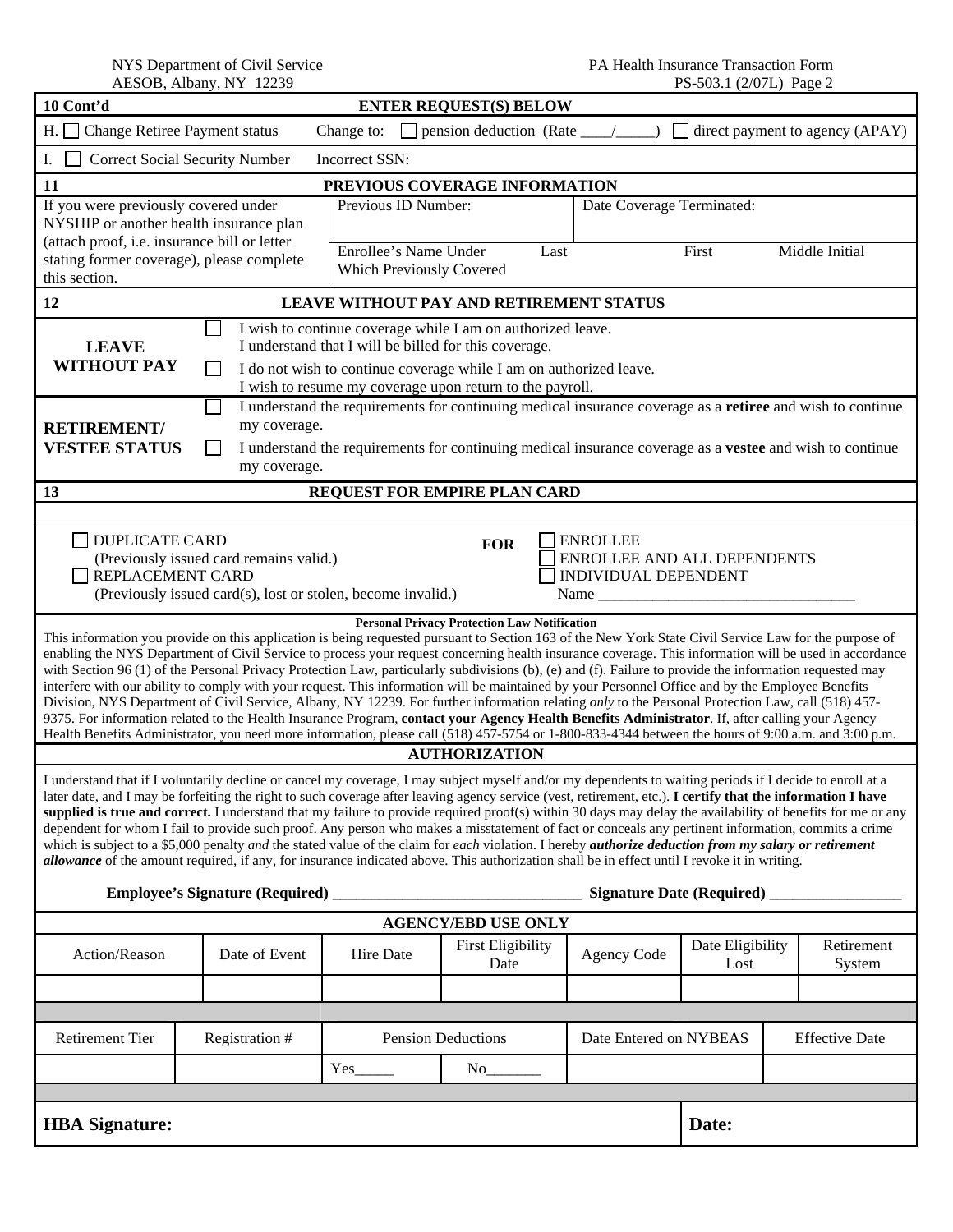## 10 Cont'd — ENTER REQUEST(S) BELOW

H. ☐ Change Retiree Payment status — Change to: ☐ pension deduction (Rate ____/_____) ☐ direct payment to agency (APAY)

I. ☐ Correct Social Security Number — Incorrect SSN:

## 11 PREVIOUS COVERAGE INFORMATION

If you were previously covered under NYSHIP or another health insurance plan (attach proof, i.e. insurance bill or letter stating former coverage), please complete this section.

| | | |
|---|---|---|
| Previous ID Number: | Date Coverage Terminated: | |
| Enrollee's Name Under Which Previously Covered | Last | First | Middle Initial |

## 12 LEAVE WITHOUT PAY AND RETIREMENT STATUS

**LEAVE WITHOUT PAY**

☐ I wish to continue coverage while I am on authorized leave. I understand that I will be billed for this coverage.

☐ I do not wish to continue coverage while I am on authorized leave. I wish to resume my coverage upon return to the payroll.

**RETIREMENT/ VESTEE STATUS**

☐ I understand the requirements for continuing medical insurance coverage as a **retiree** and wish to continue my coverage.

☐ I understand the requirements for continuing medical insurance coverage as a **vestee** and wish to continue my coverage.

## 13 REQUEST FOR EMPIRE PLAN CARD

☐ DUPLICATE CARD
(Previously issued card remains valid.)
☐ REPLACEMENT CARD
(Previously issued card(s), lost or stolen, become invalid.)

**FOR**

☐ ENROLLEE
☐ ENROLLEE AND ALL DEPENDENTS
☐ INDIVIDUAL DEPENDENT
Name ________________________________

**Personal Privacy Protection Law Notification**

This information you provide on this application is being requested pursuant to Section 163 of the New York State Civil Service Law for the purpose of enabling the NYS Department of Civil Service to process your request concerning health insurance coverage. This information will be used in accordance with Section 96 (1) of the Personal Privacy Protection Law, particularly subdivisions (b), (e) and (f). Failure to provide the information requested may interfere with our ability to comply with your request. This information will be maintained by your Personnel Office and by the Employee Benefits Division, NYS Department of Civil Service, Albany, NY 12239. For further information relating *only* to the Personal Protection Law, call (518) 457-9375. For information related to the Health Insurance Program, **contact your Agency Health Benefits Administrator**. If, after calling your Agency Health Benefits Administrator, you need more information, please call (518) 457-5754 or 1-800-833-4344 between the hours of 9:00 a.m. and 3:00 p.m.

## AUTHORIZATION

I understand that if I voluntarily decline or cancel my coverage, I may subject myself and/or my dependents to waiting periods if I decide to enroll at a later date, and I may be forfeiting the right to such coverage after leaving agency service (vest, retirement, etc.). **I certify that the information I have supplied is true and correct.** I understand that my failure to provide required proof(s) within 30 days may delay the availability of benefits for me or any dependent for whom I fail to provide such proof. Any person who makes a misstatement of fact or conceals any pertinent information, commits a crime which is subject to a $5,000 penalty *and* the stated value of the claim for *each* violation. I hereby ***authorize deduction from my salary or retirement allowance*** of the amount required, if any, for insurance indicated above. This authorization shall be in effect until I revoke it in writing.

**Employee's Signature (Required)** ________________________________ **Signature Date (Required)** _________________

## AGENCY/EBD USE ONLY

| Action/Reason | Date of Event | Hire Date | First Eligibility Date | Agency Code | Date Eligibility Lost | Retirement System |
|---|---|---|---|---|---|---|
| | | | | | | |

| Retirement Tier | Registration # | Pension Deductions | | Date Entered on NYBEAS | Effective Date |
|---|---|---|---|---|---|
| | | Yes_____ | No_______ | | |

**HBA Signature:** **Date:**